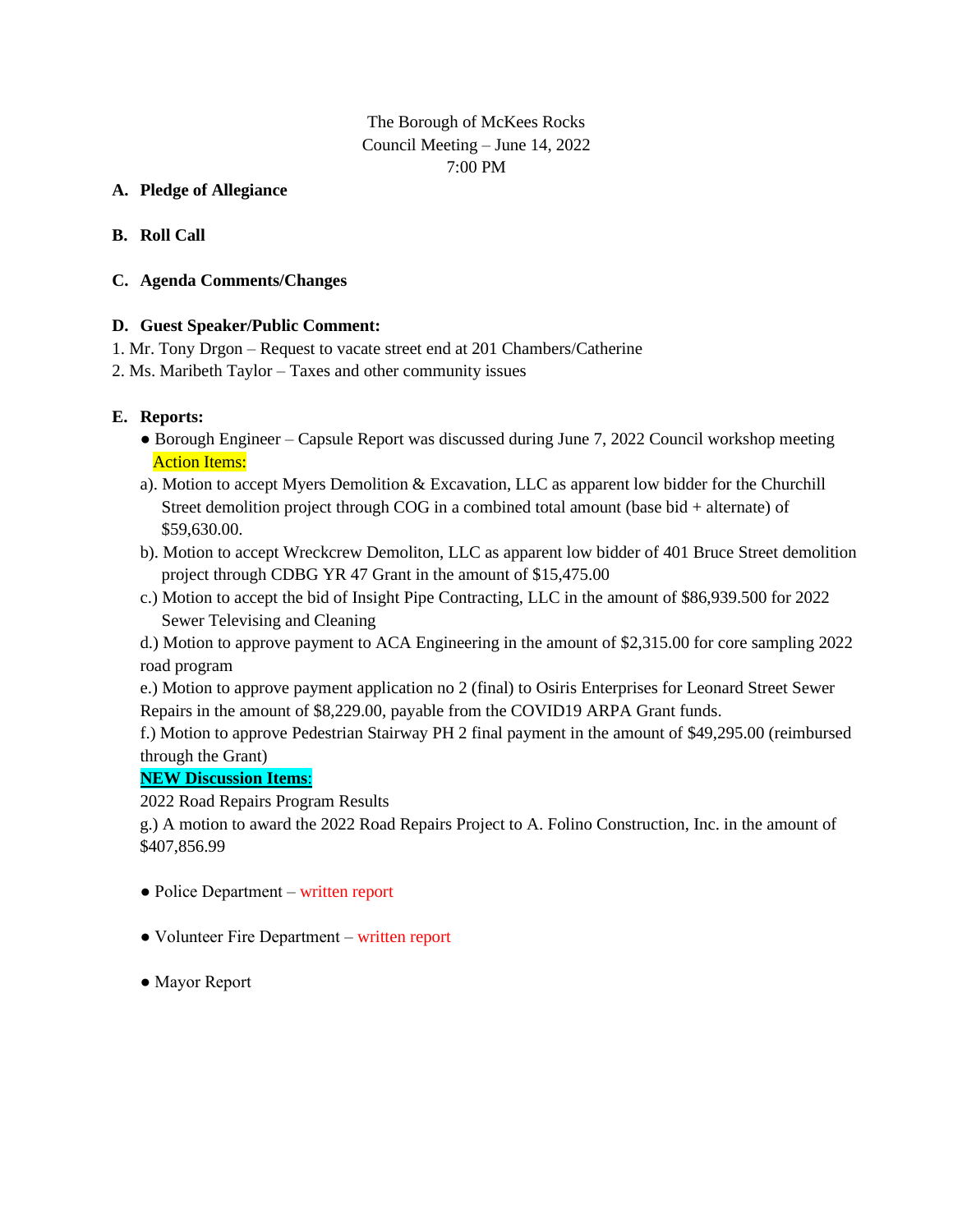The Borough of McKees Rocks
Council Meeting – June 14, 2022
7:00 PM

**A. Pledge of Allegiance**

**B. Roll Call**

**C. Agenda Comments/Changes**

**D. Guest Speaker/Public Comment:**

1. Mr. Tony Drgon – Request to vacate street end at 201 Chambers/Catherine
2. Ms. Maribeth Taylor – Taxes and other community issues

**E. Reports:**

- Borough Engineer – Capsule Report was discussed during June 7, 2022 Council workshop meeting

Action Items:

a). Motion to accept Myers Demolition & Excavation, LLC as apparent low bidder for the Churchill Street demolition project through COG in a combined total amount (base bid + alternate) of $59,630.00.

b). Motion to accept Wreckcrew Demoliton, LLC as apparent low bidder of 401 Bruce Street demolition project through CDBG YR 47 Grant in the amount of $15,475.00

c.) Motion to accept the bid of Insight Pipe Contracting, LLC in the amount of $86,939.500 for 2022 Sewer Televising and Cleaning

d.) Motion to approve payment to ACA Engineering in the amount of $2,315.00 for core sampling 2022 road program

e.) Motion to approve payment application no 2 (final) to Osiris Enterprises for Leonard Street Sewer Repairs in the amount of $8,229.00, payable from the COVID19 ARPA Grant funds.

f.) Motion to approve Pedestrian Stairway PH 2 final payment in the amount of $49,295.00 (reimbursed through the Grant)

**NEW Discussion Items**:

2022 Road Repairs Program Results

g.) A motion to award the 2022 Road Repairs Project to A. Folino Construction, Inc. in the amount of $407,856.99

- Police Department – written report

- Volunteer Fire Department – written report

- Mayor Report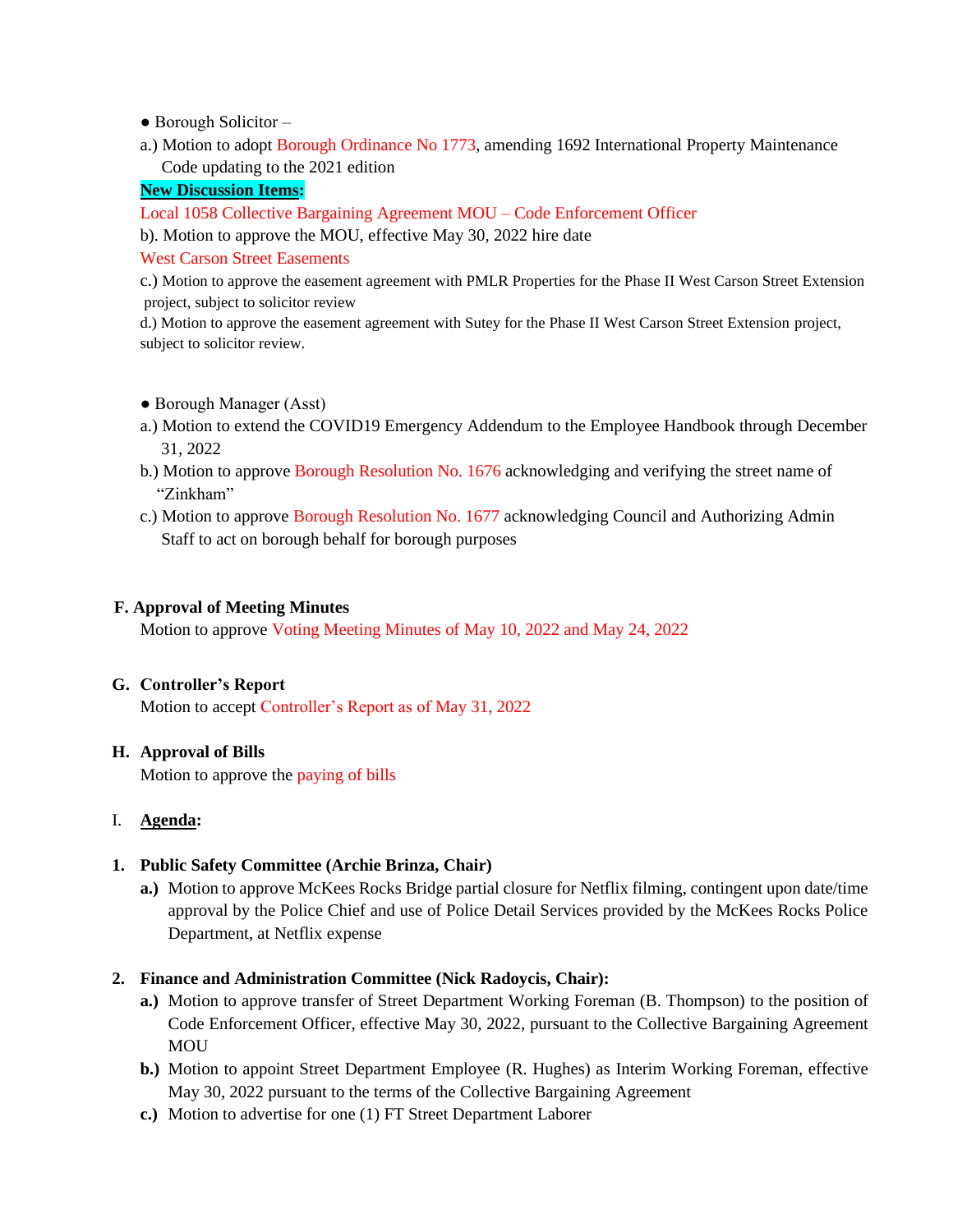- Borough Solicitor –

a.) Motion to adopt Borough Ordinance No 1773, amending 1692 International Property Maintenance Code updating to the 2021 edition

**New Discussion Items:**

Local 1058 Collective Bargaining Agreement MOU – Code Enforcement Officer

b). Motion to approve the MOU, effective May 30, 2022 hire date

West Carson Street Easements

c.) Motion to approve the easement agreement with PMLR Properties for the Phase II West Carson Street Extension project, subject to solicitor review

d.) Motion to approve the easement agreement with Sutey for the Phase II West Carson Street Extension project, subject to solicitor review.

- Borough Manager (Asst)

a.) Motion to extend the COVID19 Emergency Addendum to the Employee Handbook through December 31, 2022

b.) Motion to approve Borough Resolution No. 1676 acknowledging and verifying the street name of "Zinkham"

c.) Motion to approve Borough Resolution No. 1677 acknowledging Council and Authorizing Admin Staff to act on borough behalf for borough purposes

**F. Approval of Meeting Minutes**

Motion to approve Voting Meeting Minutes of May 10, 2022 and May 24, 2022

**G. Controller's Report**

Motion to accept Controller's Report as of May 31, 2022

**H. Approval of Bills**

Motion to approve the paying of bills

I. **Agenda:**

**1. Public Safety Committee (Archie Brinza, Chair)**

**a.)** Motion to approve McKees Rocks Bridge partial closure for Netflix filming, contingent upon date/time approval by the Police Chief and use of Police Detail Services provided by the McKees Rocks Police Department, at Netflix expense

**2. Finance and Administration Committee (Nick Radoycis, Chair):**

**a.)** Motion to approve transfer of Street Department Working Foreman (B. Thompson) to the position of Code Enforcement Officer, effective May 30, 2022, pursuant to the Collective Bargaining Agreement MOU

**b.)** Motion to appoint Street Department Employee (R. Hughes) as Interim Working Foreman, effective May 30, 2022 pursuant to the terms of the Collective Bargaining Agreement

**c.)** Motion to advertise for one (1) FT Street Department Laborer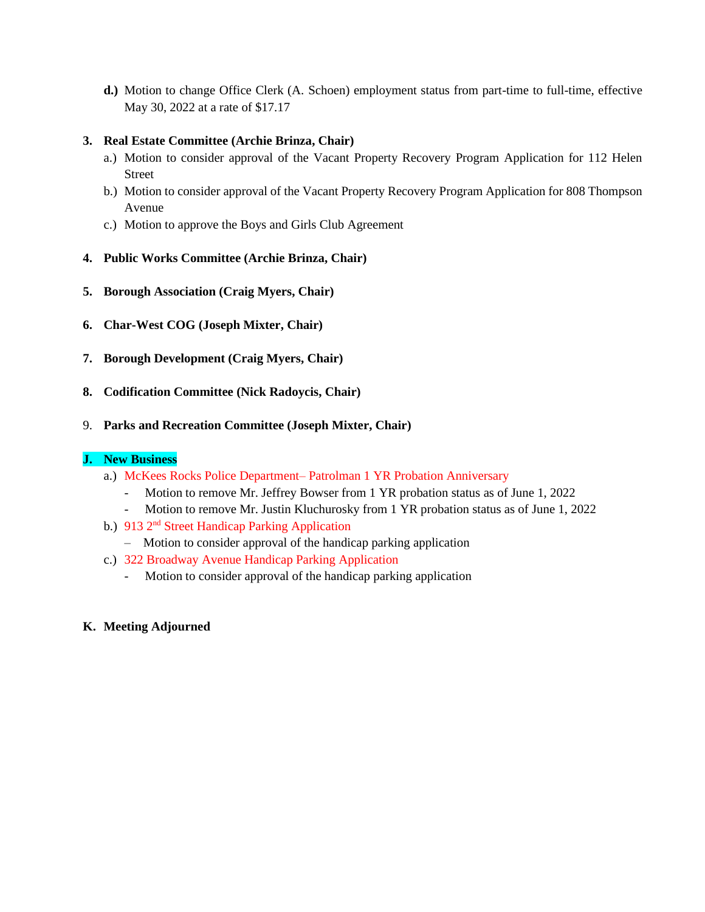**d.)** Motion to change Office Clerk (A. Schoen) employment status from part-time to full-time, effective May 30, 2022 at a rate of $17.17

**3. Real Estate Committee (Archie Brinza, Chair)**

a.) Motion to consider approval of the Vacant Property Recovery Program Application for 112 Helen Street

b.) Motion to consider approval of the Vacant Property Recovery Program Application for 808 Thompson Avenue

c.) Motion to approve the Boys and Girls Club Agreement

**4. Public Works Committee (Archie Brinza, Chair)**

**5. Borough Association (Craig Myers, Chair)**

**6. Char-West COG (Joseph Mixter, Chair)**

**7. Borough Development (Craig Myers, Chair)**

**8. Codification Committee (Nick Radoycis, Chair)**

9. **Parks and Recreation Committee (Joseph Mixter, Chair)**

## J. New Business

a.) McKees Rocks Police Department– Patrolman 1 YR Probation Anniversary

- Motion to remove Mr. Jeffrey Bowser from 1 YR probation status as of June 1, 2022
- Motion to remove Mr. Justin Kluchurosky from 1 YR probation status as of June 1, 2022

b.) 913 2nd Street Handicap Parking Application

– Motion to consider approval of the handicap parking application

c.) 322 Broadway Avenue Handicap Parking Application

- Motion to consider approval of the handicap parking application

## K. Meeting Adjourned